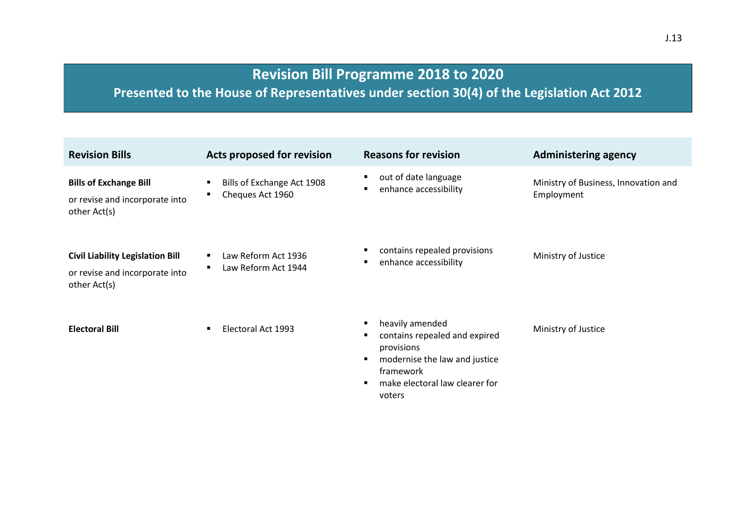# Revision Bill Programme 2018 to 2020

## Presented to the House of Representatives under section 30(4) of the Legislation Act 2012

| Revision Bills | Acts proposed for revision | Reasons for revision | Administering agency |
|---|---|---|---|
| **Bills of Exchange Bill**<br><br>or revise and incorporate into other Act(s) | ▪ Bills of Exchange Act 1908<br>▪ Cheques Act 1960 | ▪ out of date language<br>▪ enhance accessibility | Ministry of Business, Innovation and Employment |
| **Civil Liability Legislation Bill**<br><br>or revise and incorporate into other Act(s) | ▪ Law Reform Act 1936<br>▪ Law Reform Act 1944 | ▪ contains repealed provisions<br>▪ enhance accessibility | Ministry of Justice |
| **Electoral Bill** | ▪ Electoral Act 1993 | ▪ heavily amended<br>▪ contains repealed and expired provisions<br>▪ modernise the law and justice framework<br>▪ make electoral law clearer for voters | Ministry of Justice |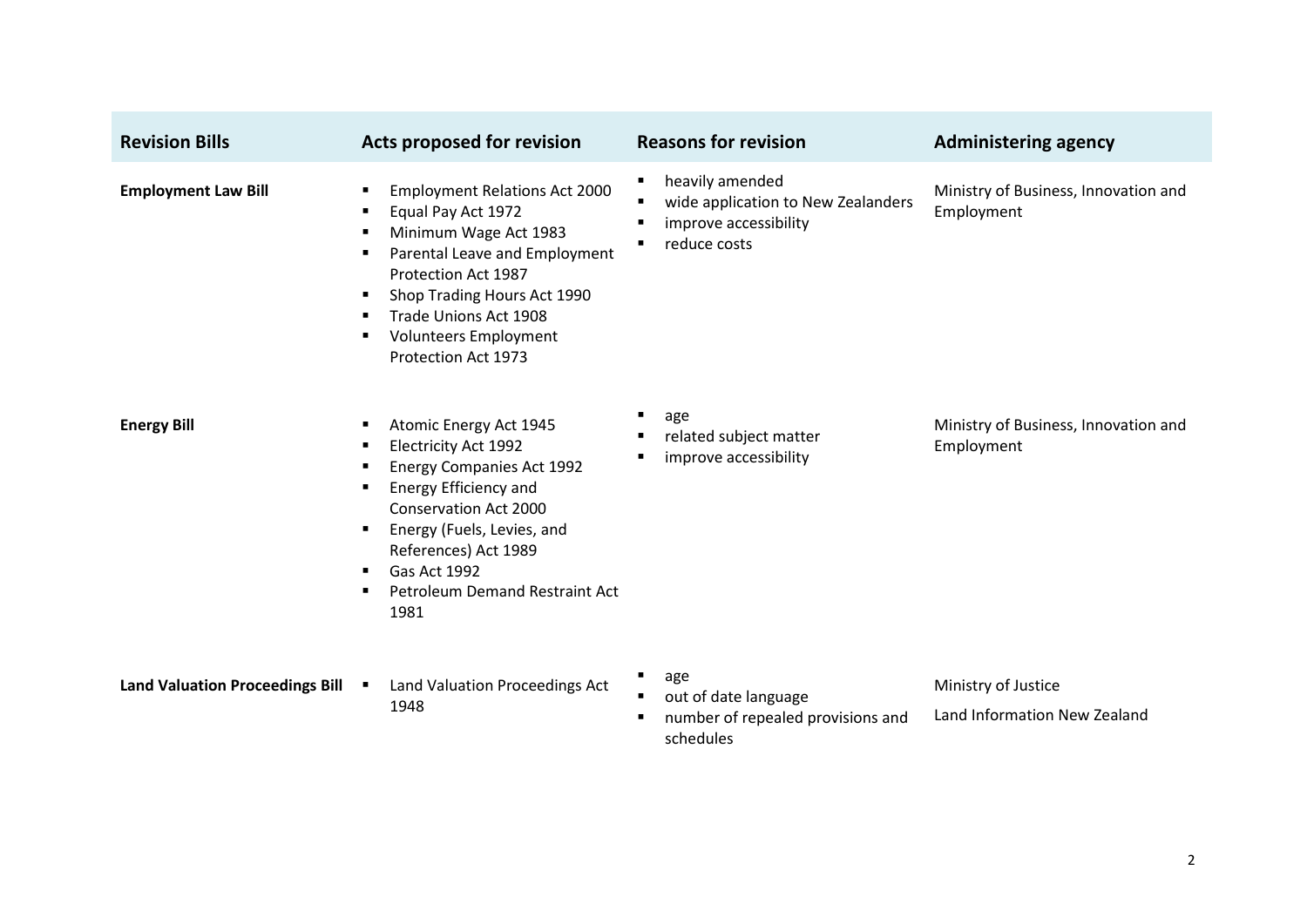| Revision Bills | Acts proposed for revision | Reasons for revision | Administering agency |
| --- | --- | --- | --- |
| **Employment Law Bill** | ▪ Employment Relations Act 2000<br>▪ Equal Pay Act 1972<br>▪ Minimum Wage Act 1983<br>▪ Parental Leave and Employment Protection Act 1987<br>▪ Shop Trading Hours Act 1990<br>▪ Trade Unions Act 1908<br>▪ Volunteers Employment Protection Act 1973 | ▪ heavily amended<br>▪ wide application to New Zealanders<br>▪ improve accessibility<br>▪ reduce costs | Ministry of Business, Innovation and Employment |
| **Energy Bill** | ▪ Atomic Energy Act 1945<br>▪ Electricity Act 1992<br>▪ Energy Companies Act 1992<br>▪ Energy Efficiency and Conservation Act 2000<br>▪ Energy (Fuels, Levies, and References) Act 1989<br>▪ Gas Act 1992<br>▪ Petroleum Demand Restraint Act 1981 | ▪ age<br>▪ related subject matter<br>▪ improve accessibility | Ministry of Business, Innovation and Employment |
| **Land Valuation Proceedings Bill** | ▪ Land Valuation Proceedings Act 1948 | ▪ age<br>▪ out of date language<br>▪ number of repealed provisions and schedules | Ministry of Justice<br>Land Information New Zealand |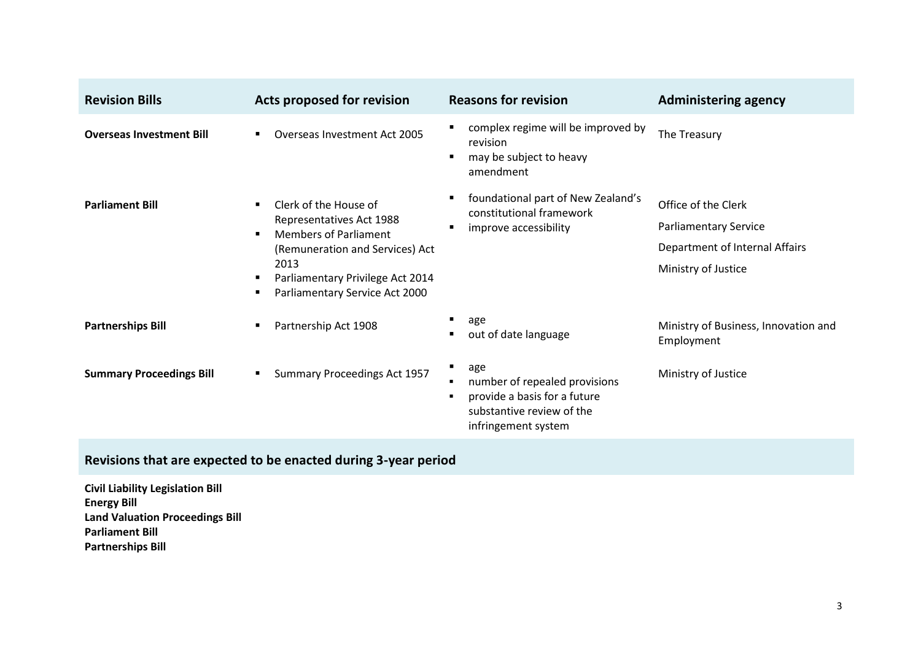| Revision Bills | Acts proposed for revision | Reasons for revision | Administering agency |
|---|---|---|---|
| **Overseas Investment Bill** | ▪ Overseas Investment Act 2005 | ▪ complex regime will be improved by revision<br>▪ may be subject to heavy amendment | The Treasury |
| **Parliament Bill** | ▪ Clerk of the House of Representatives Act 1988<br>▪ Members of Parliament (Remuneration and Services) Act 2013<br>▪ Parliamentary Privilege Act 2014<br>▪ Parliamentary Service Act 2000 | ▪ foundational part of New Zealand's constitutional framework<br>▪ improve accessibility | Office of the Clerk<br>Parliamentary Service<br>Department of Internal Affairs<br>Ministry of Justice |
| **Partnerships Bill** | ▪ Partnership Act 1908 | ▪ age<br>▪ out of date language | Ministry of Business, Innovation and Employment |
| **Summary Proceedings Bill** | ▪ Summary Proceedings Act 1957 | ▪ age<br>▪ number of repealed provisions<br>▪ provide a basis for a future substantive review of the infringement system | Ministry of Justice |

## Revisions that are expected to be enacted during 3-year period

**Civil Liability Legislation Bill**
**Energy Bill**
**Land Valuation Proceedings Bill**
**Parliament Bill**
**Partnerships Bill**